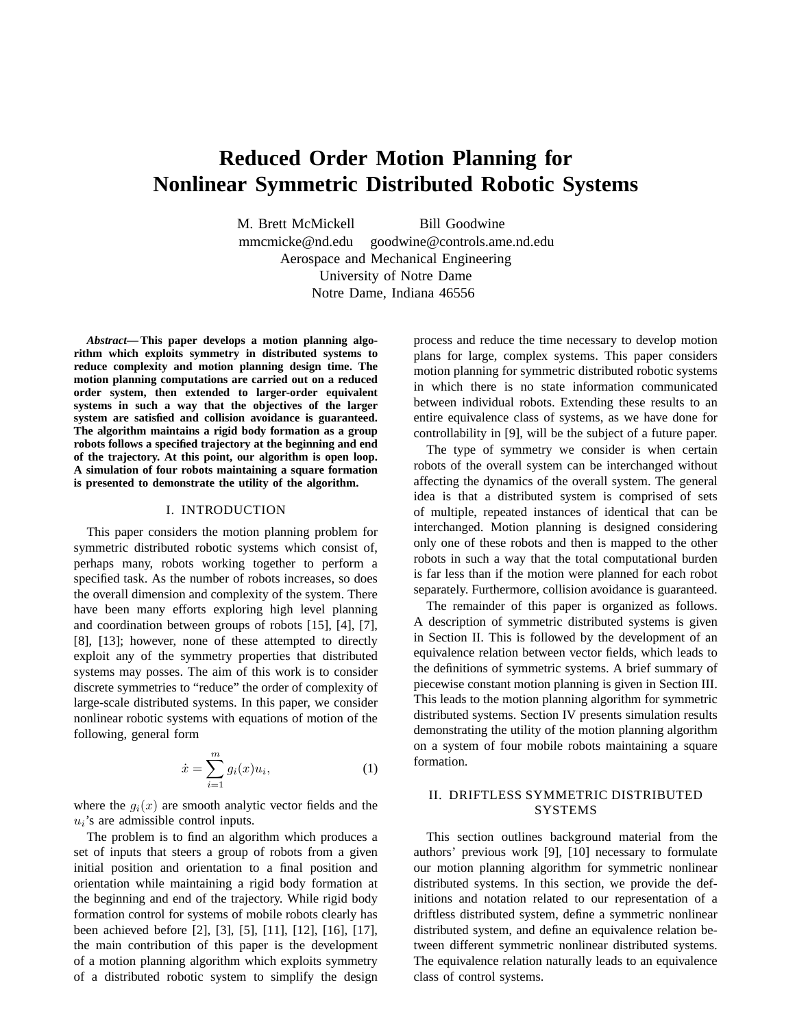# Reduced Order Motion Planning for Nonlinear Symmetric Distributed Robotic Systems

M. Brett McMickell  Bill Goodwine
mmcmicke@nd.edu  goodwine@controls.ame.nd.edu
Aerospace and Mechanical Engineering
University of Notre Dame
Notre Dame, Indiana 46556

***Abstract*— This paper develops a motion planning algorithm which exploits symmetry in distributed systems to reduce complexity and motion planning design time. The motion planning computations are carried out on a reduced order system, then extended to larger-order equivalent systems in such a way that the objectives of the larger system are satisfied and collision avoidance is guaranteed. The algorithm maintains a rigid body formation as a group robots follows a specified trajectory at the beginning and end of the trajectory. At this point, our algorithm is open loop. A simulation of four robots maintaining a square formation is presented to demonstrate the utility of the algorithm.**

## I. INTRODUCTION

This paper considers the motion planning problem for symmetric distributed robotic systems which consist of, perhaps many, robots working together to perform a specified task. As the number of robots increases, so does the overall dimension and complexity of the system. There have been many efforts exploring high level planning and coordination between groups of robots [15], [4], [7], [8], [13]; however, none of these attempted to directly exploit any of the symmetry properties that distributed systems may posses. The aim of this work is to consider discrete symmetries to "reduce" the order of complexity of large-scale distributed systems. In this paper, we consider nonlinear robotic systems with equations of motion of the following, general form

$$\dot{x} = \sum_{i=1}^{m} g_i(x) u_i, \tag{1}$$

where the $g_i(x)$ are smooth analytic vector fields and the $u_i$'s are admissible control inputs.

The problem is to find an algorithm which produces a set of inputs that steers a group of robots from a given initial position and orientation to a final position and orientation while maintaining a rigid body formation at the beginning and end of the trajectory. While rigid body formation control for systems of mobile robots clearly has been achieved before [2], [3], [5], [11], [12], [16], [17], the main contribution of this paper is the development of a motion planning algorithm which exploits symmetry of a distributed robotic system to simplify the design process and reduce the time necessary to develop motion plans for large, complex systems. This paper considers motion planning for symmetric distributed robotic systems in which there is no state information communicated between individual robots. Extending these results to an entire equivalence class of systems, as we have done for controllability in [9], will be the subject of a future paper.

The type of symmetry we consider is when certain robots of the overall system can be interchanged without affecting the dynamics of the overall system. The general idea is that a distributed system is comprised of sets of multiple, repeated instances of identical that can be interchanged. Motion planning is designed considering only one of these robots and then is mapped to the other robots in such a way that the total computational burden is far less than if the motion were planned for each robot separately. Furthermore, collision avoidance is guaranteed.

The remainder of this paper is organized as follows. A description of symmetric distributed systems is given in Section II. This is followed by the development of an equivalence relation between vector fields, which leads to the definitions of symmetric systems. A brief summary of piecewise constant motion planning is given in Section III. This leads to the motion planning algorithm for symmetric distributed systems. Section IV presents simulation results demonstrating the utility of the motion planning algorithm on a system of four mobile robots maintaining a square formation.

## II. DRIFTLESS SYMMETRIC DISTRIBUTED SYSTEMS

This section outlines background material from the authors' previous work [9], [10] necessary to formulate our motion planning algorithm for symmetric nonlinear distributed systems. In this section, we provide the definitions and notation related to our representation of a driftless distributed system, define a symmetric nonlinear distributed system, and define an equivalence relation between different symmetric nonlinear distributed systems. The equivalence relation naturally leads to an equivalence class of control systems.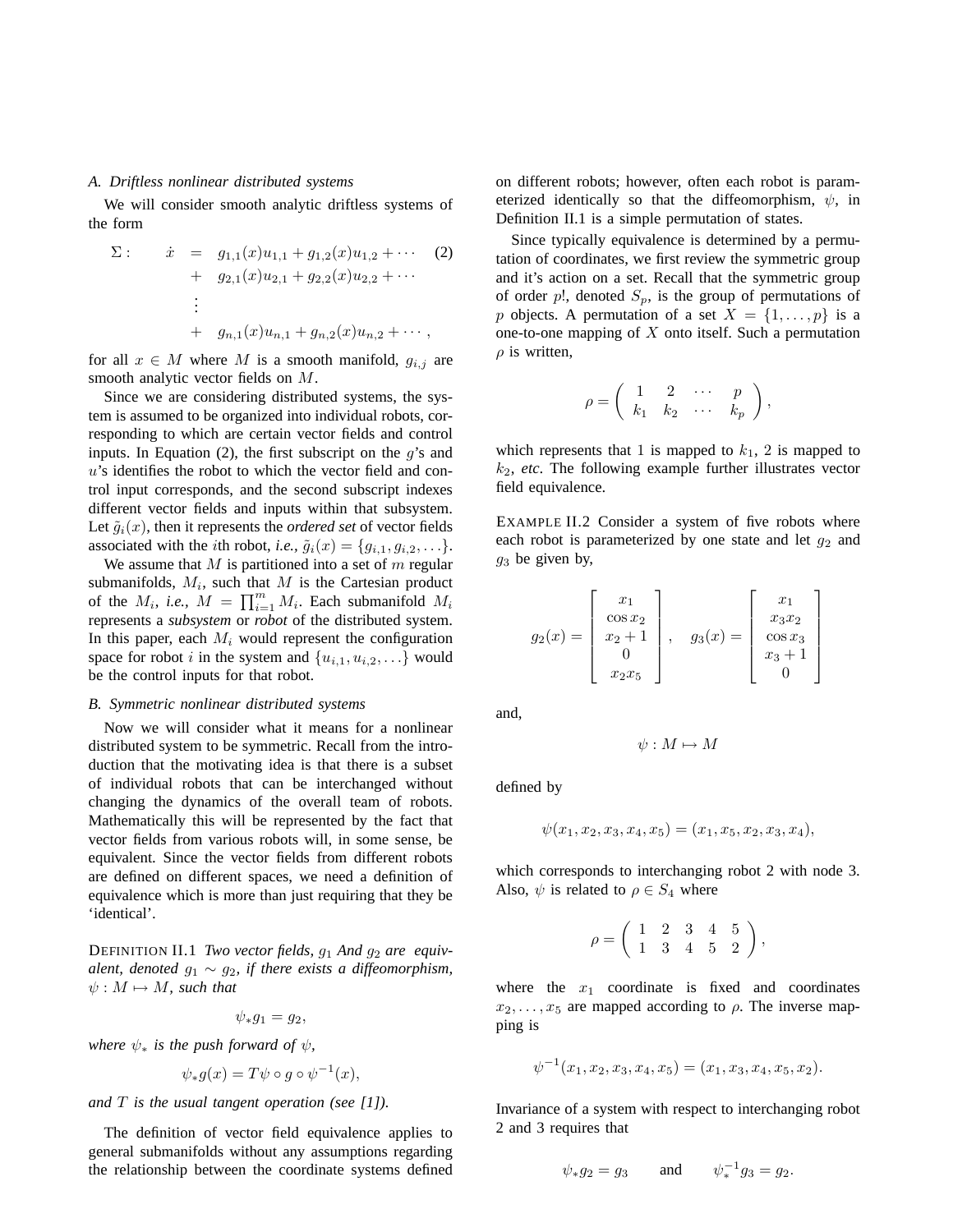### A. Driftless nonlinear distributed systems

We will consider smooth analytic driftless systems of the form

$$
\begin{aligned}
\Sigma: \qquad \dot{x} &= g_{1,1}(x)u_{1,1} + g_{1,2}(x)u_{1,2} + \cdots \\
&+ \; g_{2,1}(x)u_{2,1} + g_{2,2}(x)u_{2,2} + \cdots \\
&\;\vdots \\
&+ \; g_{n,1}(x)u_{n,1} + g_{n,2}(x)u_{n,2} + \cdots,
\end{aligned} \tag{2}
$$

for all $x \in M$ where $M$ is a smooth manifold, $g_{i,j}$ are smooth analytic vector fields on $M$.

Since we are considering distributed systems, the system is assumed to be organized into individual robots, corresponding to which are certain vector fields and control inputs. In Equation (2), the first subscript on the $g$'s and $u$'s identifies the robot to which the vector field and control input corresponds, and the second subscript indexes different vector fields and inputs within that subsystem. Let $\tilde{g}_i(x)$, then it represents the *ordered set* of vector fields associated with the $i$th robot, *i.e.,* $\tilde{g}_i(x) = \{g_{i,1}, g_{i,2}, \ldots\}$.

We assume that $M$ is partitioned into a set of $m$ regular submanifolds, $M_i$, such that $M$ is the Cartesian product of the $M_i$, *i.e.,* $M = \prod_{i=1}^{m} M_i$. Each submanifold $M_i$ represents a *subsystem* or *robot* of the distributed system. In this paper, each $M_i$ would represent the configuration space for robot $i$ in the system and $\{u_{i,1}, u_{i,2}, \ldots\}$ would be the control inputs for that robot.

### B. Symmetric nonlinear distributed systems

Now we will consider what it means for a nonlinear distributed system to be symmetric. Recall from the introduction that the motivating idea is that there is a subset of individual robots that can be interchanged without changing the dynamics of the overall team of robots. Mathematically this will be represented by the fact that vector fields from various robots will, in some sense, be equivalent. Since the vector fields from different robots are defined on different spaces, we need a definition of equivalence which is more than just requiring that they be 'identical'.

DEFINITION II.1 *Two vector fields, $g_1$ And $g_2$ are equivalent, denoted $g_1 \sim g_2$, if there exists a diffeomorphism, $\psi : M \mapsto M$, such that*

$$\psi_* g_1 = g_2,$$

*where $\psi_*$ is the push forward of $\psi$,*

$$\psi_* g(x) = T\psi \circ g \circ \psi^{-1}(x),$$

*and $T$ is the usual tangent operation (see [1]).*

The definition of vector field equivalence applies to general submanifolds without any assumptions regarding the relationship between the coordinate systems defined on different robots; however, often each robot is parameterized identically so that the diffeomorphism, $\psi$, in Definition II.1 is a simple permutation of states.

Since typically equivalence is determined by a permutation of coordinates, we first review the symmetric group and it's action on a set. Recall that the symmetric group of order $p!$, denoted $S_p$, is the group of permutations of $p$ objects. A permutation of a set $X = \{1, \ldots, p\}$ is a one-to-one mapping of $X$ onto itself. Such a permutation $\rho$ is written,

$$\rho = \begin{pmatrix} 1 & 2 & \cdots & p \\ k_1 & k_2 & \cdots & k_p \end{pmatrix},$$

which represents that 1 is mapped to $k_1$, 2 is mapped to $k_2$, *etc*. The following example further illustrates vector field equivalence.

EXAMPLE II.2 Consider a system of five robots where each robot is parameterized by one state and let $g_2$ and $g_3$ be given by,

$$g_2(x) = \begin{bmatrix} x_1 \\ \cos x_2 \\ x_2 + 1 \\ 0 \\ x_2 x_5 \end{bmatrix}, \quad g_3(x) = \begin{bmatrix} x_1 \\ x_3 x_2 \\ \cos x_3 \\ x_3 + 1 \\ 0 \end{bmatrix}$$

and,

$$\psi : M \mapsto M$$

defined by

$$\psi(x_1, x_2, x_3, x_4, x_5) = (x_1, x_5, x_2, x_3, x_4),$$

which corresponds to interchanging robot 2 with node 3. Also, $\psi$ is related to $\rho \in S_4$ where

$$\rho = \begin{pmatrix} 1 & 2 & 3 & 4 & 5 \\ 1 & 3 & 4 & 5 & 2 \end{pmatrix},$$

where the $x_1$ coordinate is fixed and coordinates $x_2, \ldots, x_5$ are mapped according to $\rho$. The inverse mapping is

$$\psi^{-1}(x_1, x_2, x_3, x_4, x_5) = (x_1, x_3, x_4, x_5, x_2).$$

Invariance of a system with respect to interchanging robot 2 and 3 requires that

$$\psi_* g_2 = g_3 \qquad \text{and} \qquad \psi_*^{-1} g_3 = g_2.$$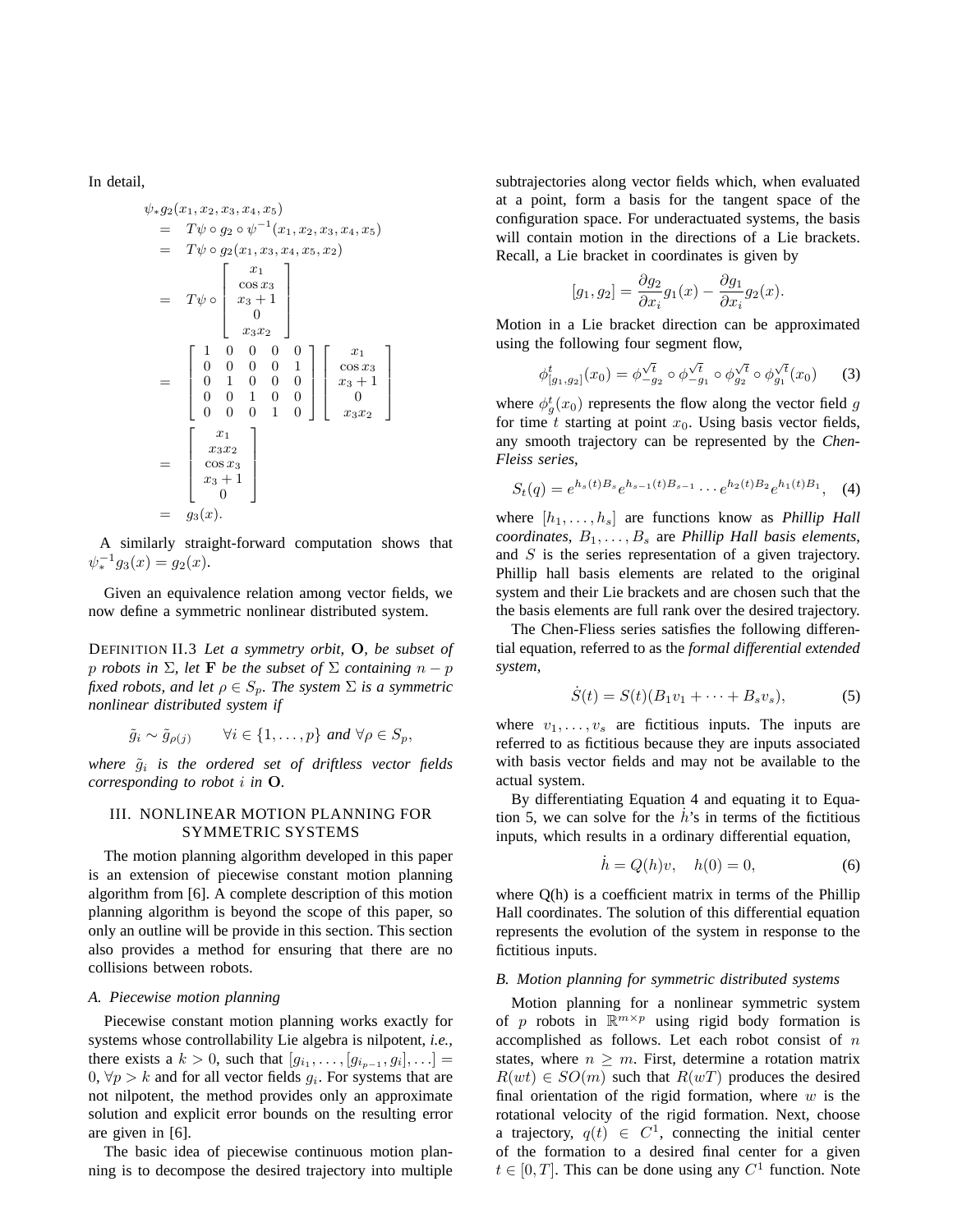In detail,

$$
\begin{aligned}
&\psi_* g_2(x_1, x_2, x_3, x_4, x_5) \\
&= T\psi \circ g_2 \circ \psi^{-1}(x_1, x_2, x_3, x_4, x_5) \\
&= T\psi \circ g_2(x_1, x_3, x_4, x_5, x_2) \\
&= T\psi \circ \begin{bmatrix} x_1 \\ \cos x_3 \\ x_3 + 1 \\ 0 \\ x_3 x_2 \end{bmatrix} \\
&= \begin{bmatrix} 1 & 0 & 0 & 0 & 0 \\ 0 & 0 & 0 & 0 & 1 \\ 0 & 1 & 0 & 0 & 0 \\ 0 & 0 & 1 & 0 & 0 \\ 0 & 0 & 0 & 1 & 0 \end{bmatrix} \begin{bmatrix} x_1 \\ \cos x_3 \\ x_3 + 1 \\ 0 \\ x_3 x_2 \end{bmatrix} \\
&= \begin{bmatrix} x_1 \\ x_3 x_2 \\ \cos x_3 \\ x_3 + 1 \\ 0 \end{bmatrix} \\
&= g_3(x).
\end{aligned}
$$

A similarly straight-forward computation shows that $\psi_*^{-1} g_3(x) = g_2(x)$.

Given an equivalence relation among vector fields, we now define a symmetric nonlinear distributed system.

DEFINITION II.3 *Let a symmetry orbit,* $\mathbf{O}$*, be subset of* $p$ *robots in* $\Sigma$*, let* $\mathbf{F}$ *be the subset of* $\Sigma$ *containing* $n - p$ *fixed robots, and let* $\rho \in S_p$*. The system* $\Sigma$ *is a symmetric nonlinear distributed system if*

$$
\tilde{g}_i \sim \tilde{g}_{\rho(j)} \qquad \forall i \in \{1, \ldots, p\} \text{ and } \forall \rho \in S_p,
$$

*where* $\tilde{g}_i$ *is the ordered set of driftless vector fields corresponding to robot* $i$ *in* $\mathbf{O}$*.*

## III. NONLINEAR MOTION PLANNING FOR SYMMETRIC SYSTEMS

The motion planning algorithm developed in this paper is an extension of piecewise constant motion planning algorithm from [6]. A complete description of this motion planning algorithm is beyond the scope of this paper, so only an outline will be provide in this section. This section also provides a method for ensuring that there are no collisions between robots.

### A. Piecewise motion planning

Piecewise constant motion planning works exactly for systems whose controllability Lie algebra is nilpotent, *i.e.*, there exists a $k > 0$, such that $[g_{i_1}, \ldots, [g_{i_{p-1}}, g_i], \ldots] = 0$, $\forall p > k$ and for all vector fields $g_i$. For systems that are not nilpotent, the method provides only an approximate solution and explicit error bounds on the resulting error are given in [6].

The basic idea of piecewise continuous motion planning is to decompose the desired trajectory into multiple subtrajectories along vector fields which, when evaluated at a point, form a basis for the tangent space of the configuration space. For underactuated systems, the basis will contain motion in the directions of a Lie brackets. Recall, a Lie bracket in coordinates is given by

$$
[g_1, g_2] = \frac{\partial g_2}{\partial x_i} g_1(x) - \frac{\partial g_1}{\partial x_i} g_2(x).
$$

Motion in a Lie bracket direction can be approximated using the following four segment flow,

$$
\phi^t_{[g_1,g_2]}(x_0) = \phi^{\sqrt{t}}_{-g_2} \circ \phi^{\sqrt{t}}_{-g_1} \circ \phi^{\sqrt{t}}_{g_2} \circ \phi^{\sqrt{t}}_{g_1}(x_0) \tag{3}
$$

where $\phi^t_g(x_0)$ represents the flow along the vector field $g$ for time $t$ starting at point $x_0$. Using basis vector fields, any smooth trajectory can be represented by the *Chen-Fleiss series*,

$$
S_t(q) = e^{h_s(t)B_s} e^{h_{s-1}(t)B_{s-1}} \cdots e^{h_2(t)B_2} e^{h_1(t)B_1}, \tag{4}
$$

where $[h_1, \ldots, h_s]$ are functions know as *Phillip Hall coordinates*, $B_1, \ldots, B_s$ are *Phillip Hall basis elements*, and $S$ is the series representation of a given trajectory. Phillip hall basis elements are related to the original system and their Lie brackets and are chosen such that the the basis elements are full rank over the desired trajectory.

The Chen-Fliess series satisfies the following differential equation, referred to as the *formal differential extended system*,

$$
\dot{S}(t) = S(t)(B_1 v_1 + \cdots + B_s v_s), \tag{5}
$$

where $v_1, \ldots, v_s$ are fictitious inputs. The inputs are referred to as fictitious because they are inputs associated with basis vector fields and may not be available to the actual system.

By differentiating Equation 4 and equating it to Equation 5, we can solve for the $\dot{h}$'s in terms of the fictitious inputs, which results in a ordinary differential equation,

$$
\dot{h} = Q(h)v, \quad h(0) = 0, \tag{6}
$$

where Q(h) is a coefficient matrix in terms of the Phillip Hall coordinates. The solution of this differential equation represents the evolution of the system in response to the fictitious inputs.

### B. Motion planning for symmetric distributed systems

Motion planning for a nonlinear symmetric system of $p$ robots in $\mathbb{R}^{m \times p}$ using rigid body formation is accomplished as follows. Let each robot consist of $n$ states, where $n \geq m$. First, determine a rotation matrix $R(wt) \in SO(m)$ such that $R(wT)$ produces the desired final orientation of the rigid formation, where $w$ is the rotational velocity of the rigid formation. Next, choose a trajectory, $q(t) \in C^1$, connecting the initial center of the formation to a desired final center for a given $t \in [0, T]$. This can be done using any $C^1$ function. Note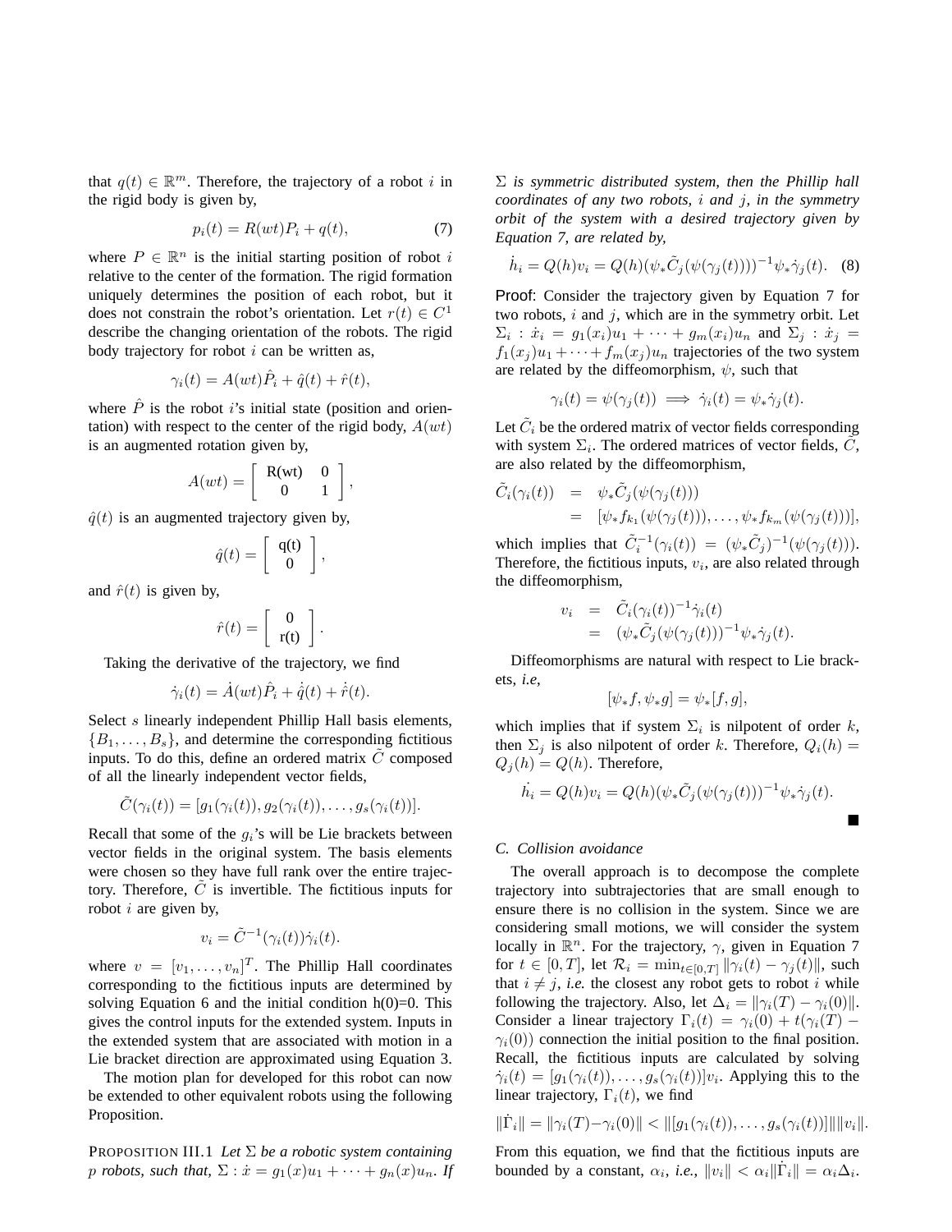that $q(t) \in \mathbb{R}^m$. Therefore, the trajectory of a robot $i$ in the rigid body is given by,

$$p_i(t) = R(wt)P_i + q(t), \tag{7}$$

where $P \in \mathbb{R}^n$ is the initial starting position of robot $i$ relative to the center of the formation. The rigid formation uniquely determines the position of each robot, but it does not constrain the robot's orientation. Let $r(t) \in C^1$ describe the changing orientation of the robots. The rigid body trajectory for robot $i$ can be written as,

$$\gamma_i(t) = A(wt)\hat{P}_i + \hat{q}(t) + \hat{r}(t),$$

where $\hat{P}$ is the robot $i$'s initial state (position and orientation) with respect to the center of the rigid body, $A(wt)$ is an augmented rotation given by,

$$A(wt) = \left[ \begin{array}{cc} \text{R(wt)} & 0 \\ 0 & 1 \end{array} \right],$$

$\hat{q}(t)$ is an augmented trajectory given by,

$$\hat{q}(t) = \left[ \begin{array}{c} \text{q(t)} \\ 0 \end{array} \right],$$

and $\hat{r}(t)$ is given by,

$$\hat{r}(t) = \left[ \begin{array}{c} 0 \\ \text{r(t)} \end{array} \right].$$

Taking the derivative of the trajectory, we find

$$\dot{\gamma}_i(t) = \dot{A}(wt)\hat{P}_i + \dot{\hat{q}}(t) + \dot{\hat{r}}(t).$$

Select $s$ linearly independent Phillip Hall basis elements, $\{B_1, \ldots, B_s\}$, and determine the corresponding fictitious inputs. To do this, define an ordered matrix $\tilde{C}$ composed of all the linearly independent vector fields,

$$\tilde{C}(\gamma_i(t)) = [g_1(\gamma_i(t)), g_2(\gamma_i(t)), \ldots, g_s(\gamma_i(t))].$$

Recall that some of the $g_i$'s will be Lie brackets between vector fields in the original system. The basis elements were chosen so they have full rank over the entire trajectory. Therefore, $\tilde{C}$ is invertible. The fictitious inputs for robot $i$ are given by,

$$v_i = \tilde{C}^{-1}(\gamma_i(t))\dot{\gamma}_i(t).$$

where $v = [v_1, \ldots, v_n]^T$. The Phillip Hall coordinates corresponding to the fictitious inputs are determined by solving Equation 6 and the initial condition h(0)=0. This gives the control inputs for the extended system. Inputs in the extended system that are associated with motion in a Lie bracket direction are approximated using Equation 3.

The motion plan for developed for this robot can now be extended to other equivalent robots using the following Proposition.

PROPOSITION III.1 *Let $\Sigma$ be a robotic system containing $p$ robots, such that, $\Sigma : \dot{x} = g_1(x)u_1 + \cdots + g_n(x)u_n$. If $\Sigma$ is symmetric distributed system, then the Phillip hall coordinates of any two robots, $i$ and $j$, in the symmetry orbit of the system with a desired trajectory given by Equation 7, are related by,*

$$\dot{h}_i = Q(h)v_i = Q(h)(\psi_*\tilde{C}_j(\psi(\gamma_j(t))))^{-1}\psi_*\dot{\gamma}_j(t). \tag{8}$$

Proof: Consider the trajectory given by Equation 7 for two robots, $i$ and $j$, which are in the symmetry orbit. Let $\Sigma_i : \dot{x}_i = g_1(x_i)u_1 + \cdots + g_m(x_i)u_n$ and $\Sigma_j : \dot{x}_j = f_1(x_j)u_1 + \cdots + f_m(x_j)u_n$ trajectories of the two system are related by the diffeomorphism, $\psi$, such that

$$\gamma_i(t) = \psi(\gamma_j(t)) \implies \dot{\gamma}_i(t) = \psi_*\dot{\gamma}_j(t).$$

Let $\tilde{C}_i$ be the ordered matrix of vector fields corresponding with system $\Sigma_i$. The ordered matrices of vector fields, $\tilde{C}$, are also related by the diffeomorphism,

$$\begin{aligned} \tilde{C}_i(\gamma_i(t)) &= \psi_*\tilde{C}_j(\psi(\gamma_j(t))) \\ &= [\psi_* f_{k_1}(\psi(\gamma_j(t))), \ldots, \psi_* f_{k_m}(\psi(\gamma_j(t)))], \end{aligned}$$

which implies that $\tilde{C}_i^{-1}(\gamma_i(t)) = (\psi_*\tilde{C}_j)^{-1}(\psi(\gamma_j(t)))$. Therefore, the fictitious inputs, $v_i$, are also related through the diffeomorphism,

$$\begin{aligned} v_i &= \tilde{C}_i(\gamma_i(t))^{-1}\dot{\gamma}_i(t) \\ &= (\psi_*\tilde{C}_j(\psi(\gamma_j(t)))^{-1}\psi_*\dot{\gamma}_j(t). \end{aligned}$$

Diffeomorphisms are natural with respect to Lie brackets, *i.e*,

$$[\psi_* f, \psi_* g] = \psi_*[f, g],$$

which implies that if system $\Sigma_i$ is nilpotent of order $k$, then $\Sigma_j$ is also nilpotent of order $k$. Therefore, $Q_i(h) = Q_j(h) = Q(h)$. Therefore,

$$\dot{h_i} = Q(h)v_i = Q(h)(\psi_*\tilde{C}_j(\psi(\gamma_j(t)))^{-1}\psi_*\dot{\gamma}_j(t).$$

■

### C. Collision avoidance

The overall approach is to decompose the complete trajectory into subtrajectories that are small enough to ensure there is no collision in the system. Since we are considering small motions, we will consider the system locally in $\mathbb{R}^n$. For the trajectory, $\gamma$, given in Equation 7 for $t \in [0, T]$, let $\mathcal{R}_i = \min_{t \in [0,T]} \|\gamma_i(t) - \gamma_j(t)\|$, such that $i \neq j$, *i.e.* the closest any robot gets to robot $i$ while following the trajectory. Also, let $\Delta_i = \|\gamma_i(T) - \gamma_i(0)\|$. Consider a linear trajectory $\Gamma_i(t) = \gamma_i(0) + t(\gamma_i(T) - \gamma_i(0))$ connection the initial position to the final position. Recall, the fictitious inputs are calculated by solving $\dot{\gamma}_i(t) = [g_1(\gamma_i(t)), \ldots, g_s(\gamma_i(t))]v_i$. Applying this to the linear trajectory, $\Gamma_i(t)$, we find

$$\|\dot{\Gamma}_i\| = \|\gamma_i(T) - \gamma_i(0)\| < \|[g_1(\gamma_i(t)), \ldots, g_s(\gamma_i(t))]\|\|v_i\|.$$

From this equation, we find that the fictitious inputs are bounded by a constant, $\alpha_i$, *i.e.*, $\|v_i\| < \alpha_i\|\dot{\Gamma}_i\| = \alpha_i\Delta_i$.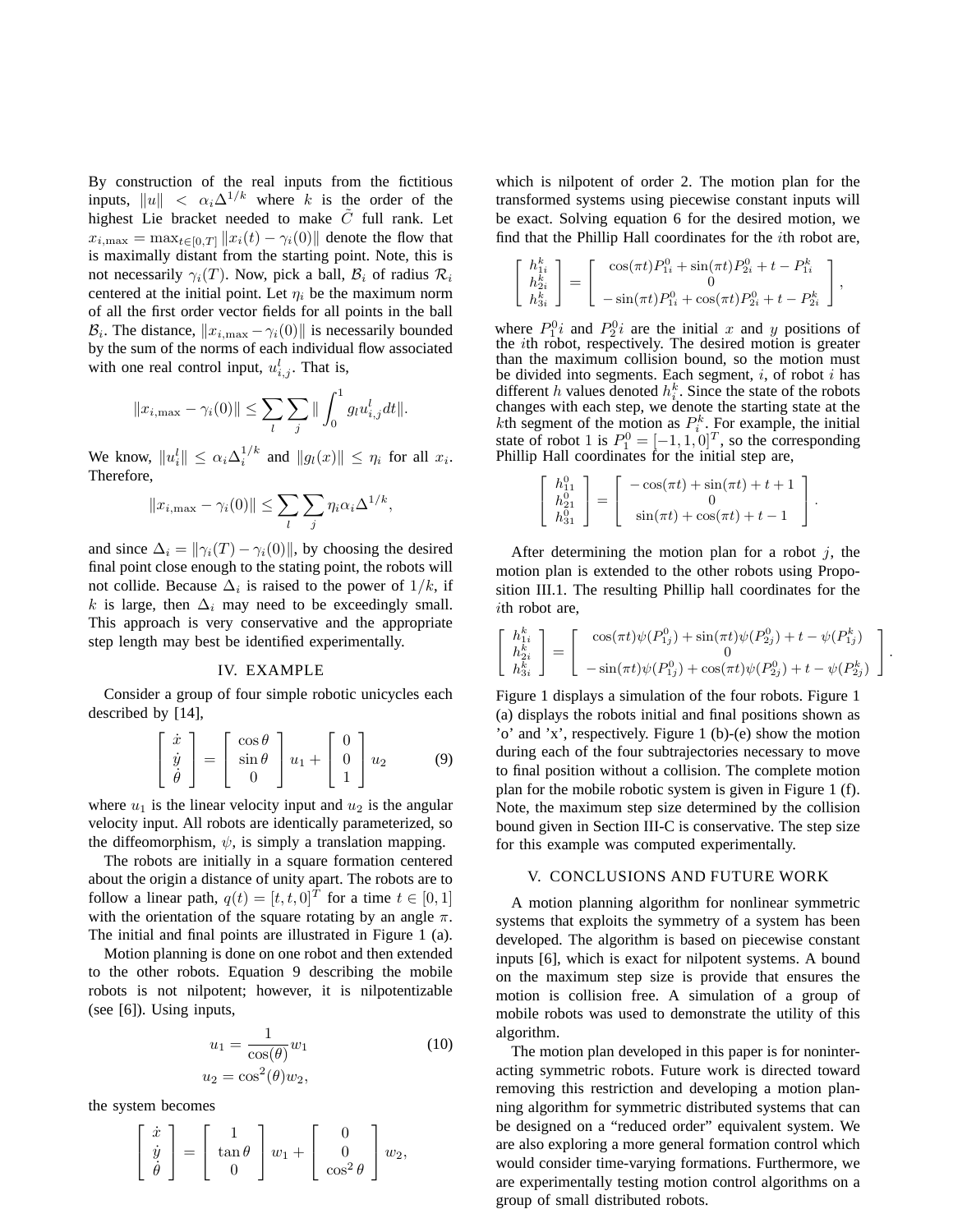By construction of the real inputs from the fictitious inputs, $\|u\| < \alpha_i \Delta^{1/k}$ where $k$ is the order of the highest Lie bracket needed to make $\tilde{C}$ full rank. Let $x_{i,\max} = \max_{t\in[0,T]} \|x_i(t) - \gamma_i(0)\|$ denote the flow that is maximally distant from the starting point. Note, this is not necessarily $\gamma_i(T)$. Now, pick a ball, $\mathcal{B}_i$ of radius $\mathcal{R}_i$ centered at the initial point. Let $\eta_i$ be the maximum norm of all the first order vector fields for all points in the ball $\mathcal{B}_i$. The distance, $\|x_{i,\max} - \gamma_i(0)\|$ is necessarily bounded by the sum of the norms of each individual flow associated with one real control input, $u^l_{i,j}$. That is,

$$\|x_{i,\max} - \gamma_i(0)\| \leq \sum_l \sum_j \| \int_0^1 g_l u^l_{i,j} dt \|.$$

We know, $\|u^l_i\| \leq \alpha_i \Delta_i^{1/k}$ and $\|g_l(x)\| \leq \eta_i$ for all $x_i$. Therefore,

$$\|x_{i,\max} - \gamma_i(0)\| \leq \sum_l \sum_j \eta_i \alpha_i \Delta^{1/k},$$

and since $\Delta_i = \|\gamma_i(T) - \gamma_i(0)\|$, by choosing the desired final point close enough to the stating point, the robots will not collide. Because $\Delta_i$ is raised to the power of $1/k$, if $k$ is large, then $\Delta_i$ may need to be exceedingly small. This approach is very conservative and the appropriate step length may best be identified experimentally.

## IV. EXAMPLE

Consider a group of four simple robotic unicycles each described by [14],

$$\begin{bmatrix} \dot{x} \\ \dot{y} \\ \dot{\theta} \end{bmatrix} = \begin{bmatrix} \cos\theta \\ \sin\theta \\ 0 \end{bmatrix} u_1 + \begin{bmatrix} 0 \\ 0 \\ 1 \end{bmatrix} u_2 \tag{9}$$

where $u_1$ is the linear velocity input and $u_2$ is the angular velocity input. All robots are identically parameterized, so the diffeomorphism, $\psi$, is simply a translation mapping.

The robots are initially in a square formation centered about the origin a distance of unity apart. The robots are to follow a linear path, $q(t) = [t, t, 0]^T$ for a time $t \in [0, 1]$ with the orientation of the square rotating by an angle $\pi$. The initial and final points are illustrated in Figure 1 (a).

Motion planning is done on one robot and then extended to the other robots. Equation 9 describing the mobile robots is not nilpotent; however, it is nilpotentizable (see [6]). Using inputs,

$$\begin{aligned} u_1 &= \frac{1}{\cos(\theta)} w_1 \\ u_2 &= \cos^2(\theta) w_2, \end{aligned} \tag{10}$$

the system becomes

$$\begin{bmatrix} \dot{x} \\ \dot{y} \\ \dot{\theta} \end{bmatrix} = \begin{bmatrix} 1 \\ \tan\theta \\ 0 \end{bmatrix} w_1 + \begin{bmatrix} 0 \\ 0 \\ \cos^2\theta \end{bmatrix} w_2,$$

which is nilpotent of order 2. The motion plan for the transformed systems using piecewise constant inputs will be exact. Solving equation 6 for the desired motion, we find that the Phillip Hall coordinates for the $i$th robot are,

$$\begin{bmatrix} h^k_{1i} \\ h^k_{2i} \\ h^k_{3i} \end{bmatrix} = \begin{bmatrix} \cos(\pi t) P^0_{1i} + \sin(\pi t) P^0_{2i} + t - P^k_{1i} \\ 0 \\ -\sin(\pi t) P^0_{1i} + \cos(\pi t) P^0_{2i} + t - P^k_{2i} \end{bmatrix},$$

where $P^0_1 i$ and $P^0_2 i$ are the initial $x$ and $y$ positions of the $i$th robot, respectively. The desired motion is greater than the maximum collision bound, so the motion must be divided into segments. Each segment, $i$, of robot $i$ has different $h$ values denoted $h^k_i$. Since the state of the robots changes with each step, we denote the starting state at the $k$th segment of the motion as $P^k_i$. For example, the initial state of robot 1 is $P^0_1 = [-1, 1, 0]^T$, so the corresponding Phillip Hall coordinates for the initial step are,

$$\begin{bmatrix} h^0_{11} \\ h^0_{21} \\ h^0_{31} \end{bmatrix} = \begin{bmatrix} -\cos(\pi t) + \sin(\pi t) + t + 1 \\ 0 \\ \sin(\pi t) + \cos(\pi t) + t - 1 \end{bmatrix}.$$

After determining the motion plan for a robot $j$, the motion plan is extended to the other robots using Proposition III.1. The resulting Phillip hall coordinates for the $i$th robot are,

$$\begin{bmatrix} h^k_{1i} \\ h^k_{2i} \\ h^k_{3i} \end{bmatrix} = \begin{bmatrix} \cos(\pi t)\psi(P^0_{1j}) + \sin(\pi t)\psi(P^0_{2j}) + t - \psi(P^k_{1j}) \\ 0 \\ -\sin(\pi t)\psi(P^0_{1j}) + \cos(\pi t)\psi(P^0_{2j}) + t - \psi(P^k_{2j}) \end{bmatrix}.$$

Figure 1 displays a simulation of the four robots. Figure 1 (a) displays the robots initial and final positions shown as 'o' and 'x', respectively. Figure 1 (b)-(e) show the motion during each of the four subtrajectories necessary to move to final position without a collision. The complete motion plan for the mobile robotic system is given in Figure 1 (f). Note, the maximum step size determined by the collision bound given in Section III-C is conservative. The step size for this example was computed experimentally.

## V. CONCLUSIONS AND FUTURE WORK

A motion planning algorithm for nonlinear symmetric systems that exploits the symmetry of a system has been developed. The algorithm is based on piecewise constant inputs [6], which is exact for nilpotent systems. A bound on the maximum step size is provide that ensures the motion is collision free. A simulation of a group of mobile robots was used to demonstrate the utility of this algorithm.

The motion plan developed in this paper is for noninteracting symmetric robots. Future work is directed toward removing this restriction and developing a motion planning algorithm for symmetric distributed systems that can be designed on a "reduced order" equivalent system. We are also exploring a more general formation control which would consider time-varying formations. Furthermore, we are experimentally testing motion control algorithms on a group of small distributed robots.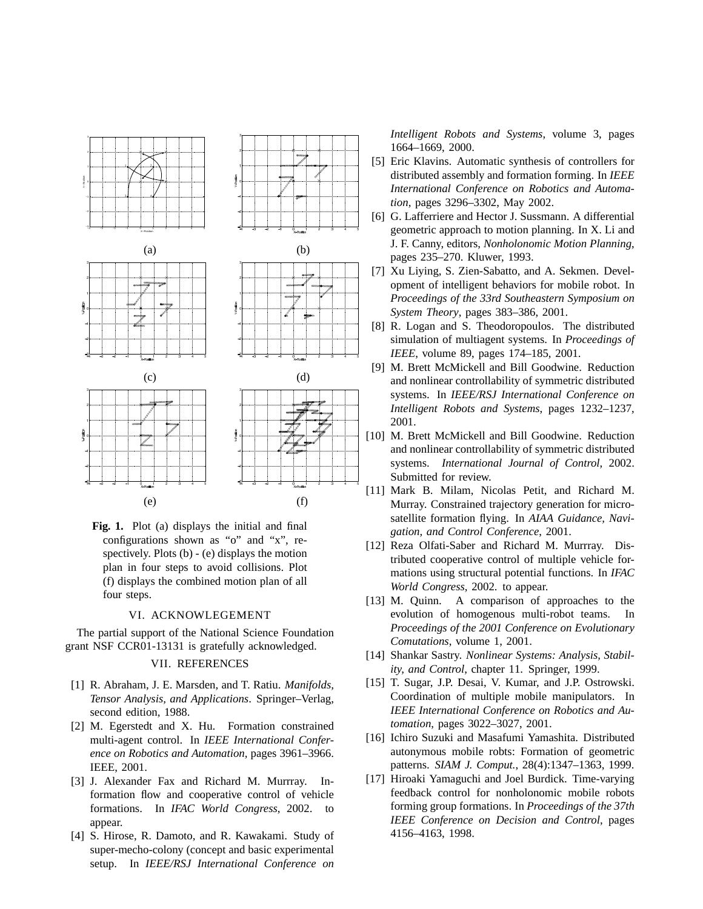(a)

(b)

(c)

(d)

(e)

(f)

**Fig. 1.** Plot (a) displays the initial and final configurations shown as "o" and "x", respectively. Plots (b) - (e) displays the motion plan in four steps to avoid collisions. Plot (f) displays the combined motion plan of all four steps.

## VI. ACKNOWLEGEMENT

The partial support of the National Science Foundation grant NSF CCR01-13131 is gratefully acknowledged.

## VII. REFERENCES

[1] R. Abraham, J. E. Marsden, and T. Ratiu. *Manifolds, Tensor Analysis, and Applications*. Springer–Verlag, second edition, 1988.

[2] M. Egerstedt and X. Hu. Formation constrained multi-agent control. In *IEEE International Conference on Robotics and Automation*, pages 3961–3966. IEEE, 2001.

[3] J. Alexander Fax and Richard M. Murrray. Information flow and cooperative control of vehicle formations. In *IFAC World Congress*, 2002. to appear.

[4] S. Hirose, R. Damoto, and R. Kawakami. Study of super-mecho-colony (concept and basic experimental setup. In *IEEE/RSJ International Conference on Intelligent Robots and Systems*, volume 3, pages 1664–1669, 2000.

[5] Eric Klavins. Automatic synthesis of controllers for distributed assembly and formation forming. In *IEEE International Conference on Robotics and Automation*, pages 3296–3302, May 2002.

[6] G. Lafferriere and Hector J. Sussmann. A differential geometric approach to motion planning. In X. Li and J. F. Canny, editors, *Nonholonomic Motion Planning*, pages 235–270. Kluwer, 1993.

[7] Xu Liying, S. Zien-Sabatto, and A. Sekmen. Development of intelligent behaviors for mobile robot. In *Proceedings of the 33rd Southeastern Symposium on System Theory*, pages 383–386, 2001.

[8] R. Logan and S. Theodoropoulos. The distributed simulation of multiagent systems. In *Proceedings of IEEE*, volume 89, pages 174–185, 2001.

[9] M. Brett McMickell and Bill Goodwine. Reduction and nonlinear controllability of symmetric distributed systems. In *IEEE/RSJ International Conference on Intelligent Robots and Systems*, pages 1232–1237, 2001.

[10] M. Brett McMickell and Bill Goodwine. Reduction and nonlinear controllability of symmetric distributed systems. *International Journal of Control*, 2002. Submitted for review.

[11] Mark B. Milam, Nicolas Petit, and Richard M. Murray. Constrained trajectory generation for microsatellite formation flying. In *AIAA Guidance, Navigation, and Control Conference*, 2001.

[12] Reza Olfati-Saber and Richard M. Murrray. Distributed cooperative control of multiple vehicle formations using structural potential functions. In *IFAC World Congress*, 2002. to appear.

[13] M. Quinn. A comparison of approaches to the evolution of homogenous multi-robot teams. In *Proceedings of the 2001 Conference on Evolutionary Comutations*, volume 1, 2001.

[14] Shankar Sastry. *Nonlinear Systems: Analysis, Stability, and Control*, chapter 11. Springer, 1999.

[15] T. Sugar, J.P. Desai, V. Kumar, and J.P. Ostrowski. Coordination of multiple mobile manipulators. In *IEEE International Conference on Robotics and Automation*, pages 3022–3027, 2001.

[16] Ichiro Suzuki and Masafumi Yamashita. Distributed autonymous mobile robts: Formation of geometric patterns. *SIAM J. Comput.*, 28(4):1347–1363, 1999.

[17] Hiroaki Yamaguchi and Joel Burdick. Time-varying feedback control for nonholonomic mobile robots forming group formations. In *Proceedings of the 37th IEEE Conference on Decision and Control*, pages 4156–4163, 1998.